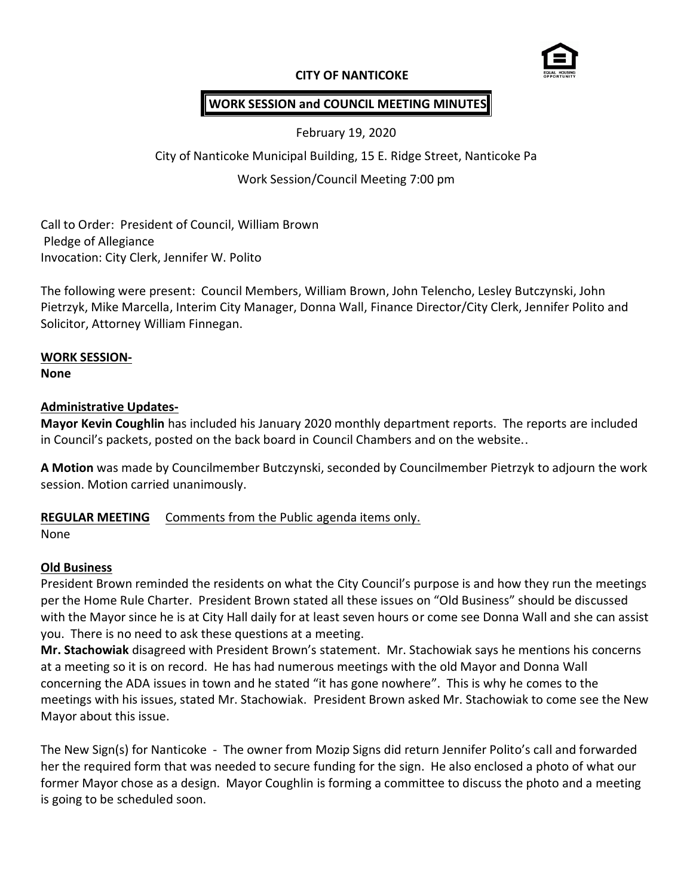**CITY OF NANTICOKE**

**WORK SESSION and COUNCIL MEETING MINUTES**

February 19, 2020

City of Nanticoke Municipal Building, 15 E. Ridge Street, Nanticoke Pa

Work Session/Council Meeting 7:00 pm

Call to Order: President of Council, William Brown
Pledge of Allegiance
Invocation: City Clerk, Jennifer W. Polito

The following were present: Council Members, William Brown, John Telencho, Lesley Butczynski, John Pietrzyk, Mike Marcella, Interim City Manager, Donna Wall, Finance Director/City Clerk, Jennifer Polito and Solicitor, Attorney William Finnegan.

**WORK SESSION-**
**None**

**Administrative Updates-**
**Mayor Kevin Coughlin** has included his January 2020 monthly department reports. The reports are included in Council's packets, posted on the back board in Council Chambers and on the website..

**A Motion** was made by Councilmember Butczynski, seconded by Councilmember Pietrzyk to adjourn the work session. Motion carried unanimously.

**REGULAR MEETING** Comments from the Public agenda items only.
None

**Old Business**
President Brown reminded the residents on what the City Council's purpose is and how they run the meetings per the Home Rule Charter. President Brown stated all these issues on "Old Business" should be discussed with the Mayor since he is at City Hall daily for at least seven hours or come see Donna Wall and she can assist you. There is no need to ask these questions at a meeting.
**Mr. Stachowiak** disagreed with President Brown's statement. Mr. Stachowiak says he mentions his concerns at a meeting so it is on record. He has had numerous meetings with the old Mayor and Donna Wall concerning the ADA issues in town and he stated "it has gone nowhere". This is why he comes to the meetings with his issues, stated Mr. Stachowiak. President Brown asked Mr. Stachowiak to come see the New Mayor about this issue.

The New Sign(s) for Nanticoke - The owner from Mozip Signs did return Jennifer Polito's call and forwarded her the required form that was needed to secure funding for the sign. He also enclosed a photo of what our former Mayor chose as a design. Mayor Coughlin is forming a committee to discuss the photo and a meeting is going to be scheduled soon.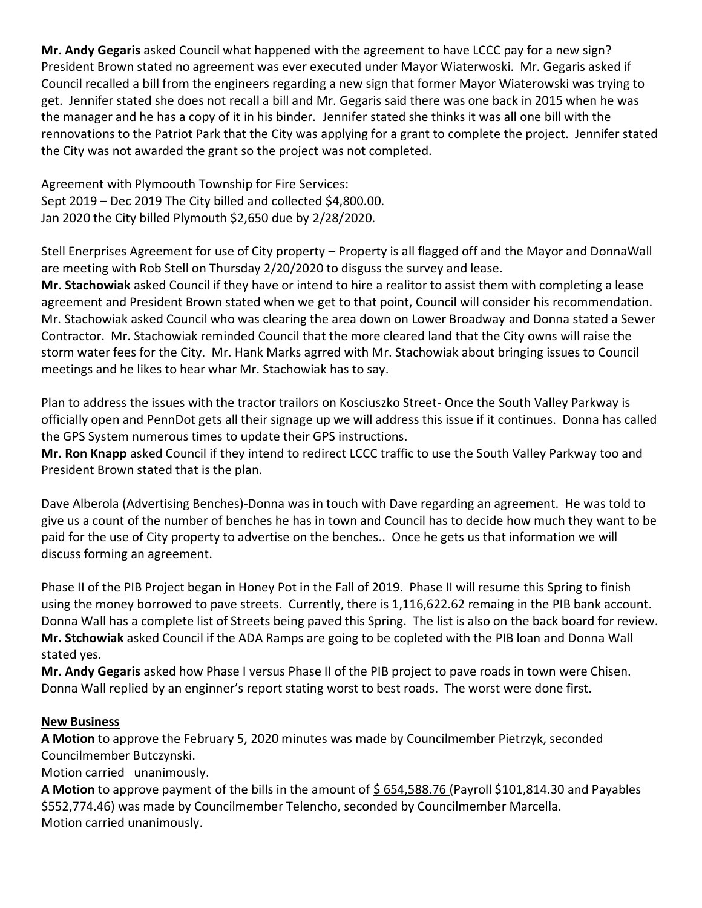**Mr. Andy Gegaris** asked Council what happened with the agreement to have LCCC pay for a new sign? President Brown stated no agreement was ever executed under Mayor Wiaterwoski. Mr. Gegaris asked if Council recalled a bill from the engineers regarding a new sign that former Mayor Wiaterowski was trying to get. Jennifer stated she does not recall a bill and Mr. Gegaris said there was one back in 2015 when he was the manager and he has a copy of it in his binder. Jennifer stated she thinks it was all one bill with the rennovations to the Patriot Park that the City was applying for a grant to complete the project. Jennifer stated the City was not awarded the grant so the project was not completed.

Agreement with Plymoouth Township for Fire Services:
Sept 2019 – Dec 2019 The City billed and collected $4,800.00.
Jan 2020 the City billed Plymouth $2,650 due by 2/28/2020.

Stell Enerprises Agreement for use of City property – Property is all flagged off and the Mayor and DonnaWall are meeting with Rob Stell on Thursday 2/20/2020 to disguss the survey and lease.
**Mr. Stachowiak** asked Council if they have or intend to hire a realitor to assist them with completing a lease agreement and President Brown stated when we get to that point, Council will consider his recommendation. Mr. Stachowiak asked Council who was clearing the area down on Lower Broadway and Donna stated a Sewer Contractor. Mr. Stachowiak reminded Council that the more cleared land that the City owns will raise the storm water fees for the City. Mr. Hank Marks agrred with Mr. Stachowiak about bringing issues to Council meetings and he likes to hear whar Mr. Stachowiak has to say.

Plan to address the issues with the tractor trailors on Kosciuszko Street- Once the South Valley Parkway is officially open and PennDot gets all their signage up we will address this issue if it continues. Donna has called the GPS System numerous times to update their GPS instructions.
**Mr. Ron Knapp** asked Council if they intend to redirect LCCC traffic to use the South Valley Parkway too and President Brown stated that is the plan.

Dave Alberola (Advertising Benches)-Donna was in touch with Dave regarding an agreement. He was told to give us a count of the number of benches he has in town and Council has to decide how much they want to be paid for the use of City property to advertise on the benches.. Once he gets us that information we will discuss forming an agreement.

Phase II of the PIB Project began in Honey Pot in the Fall of 2019. Phase II will resume this Spring to finish using the money borrowed to pave streets. Currently, there is 1,116,622.62 remaing in the PIB bank account. Donna Wall has a complete list of Streets being paved this Spring. The list is also on the back board for review.
**Mr. Stchowiak** asked Council if the ADA Ramps are going to be copleted with the PIB loan and Donna Wall stated yes.
**Mr. Andy Gegaris** asked how Phase I versus Phase II of the PIB project to pave roads in town were Chisen. Donna Wall replied by an enginner's report stating worst to best roads. The worst were done first.

## New Business

**A Motion** to approve the February 5, 2020 minutes was made by Councilmember Pietrzyk, seconded Councilmember Butczynski.
Motion carried unanimously.
**A Motion** to approve payment of the bills in the amount of $ 654,588.76 (Payroll $101,814.30 and Payables $552,774.46) was made by Councilmember Telencho, seconded by Councilmember Marcella.
Motion carried unanimously.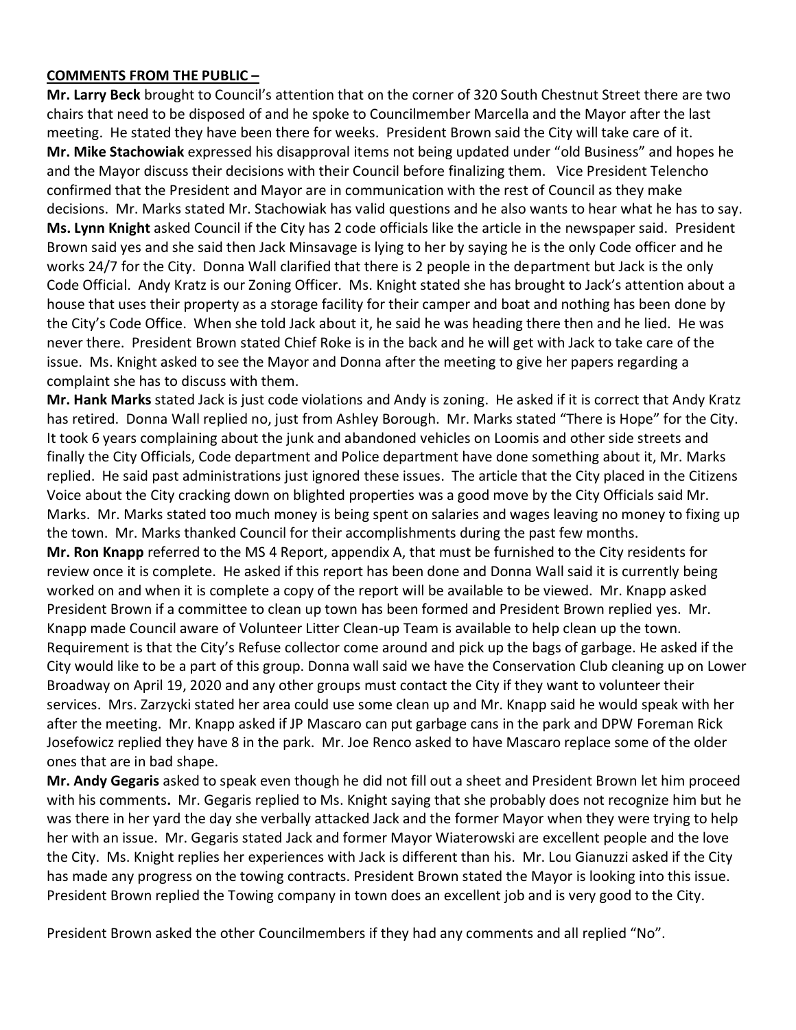**COMMENTS FROM THE PUBLIC –**

**Mr. Larry Beck** brought to Council's attention that on the corner of 320 South Chestnut Street there are two chairs that need to be disposed of and he spoke to Councilmember Marcella and the Mayor after the last meeting. He stated they have been there for weeks. President Brown said the City will take care of it.

**Mr. Mike Stachowiak** expressed his disapproval items not being updated under "old Business" and hopes he and the Mayor discuss their decisions with their Council before finalizing them. Vice President Telencho confirmed that the President and Mayor are in communication with the rest of Council as they make decisions. Mr. Marks stated Mr. Stachowiak has valid questions and he also wants to hear what he has to say.

**Ms. Lynn Knight** asked Council if the City has 2 code officials like the article in the newspaper said. President Brown said yes and she said then Jack Minsavage is lying to her by saying he is the only Code officer and he works 24/7 for the City. Donna Wall clarified that there is 2 people in the department but Jack is the only Code Official. Andy Kratz is our Zoning Officer. Ms. Knight stated she has brought to Jack's attention about a house that uses their property as a storage facility for their camper and boat and nothing has been done by the City's Code Office. When she told Jack about it, he said he was heading there then and he lied. He was never there. President Brown stated Chief Roke is in the back and he will get with Jack to take care of the issue. Ms. Knight asked to see the Mayor and Donna after the meeting to give her papers regarding a complaint she has to discuss with them.

**Mr. Hank Marks** stated Jack is just code violations and Andy is zoning. He asked if it is correct that Andy Kratz has retired. Donna Wall replied no, just from Ashley Borough. Mr. Marks stated "There is Hope" for the City. It took 6 years complaining about the junk and abandoned vehicles on Loomis and other side streets and finally the City Officials, Code department and Police department have done something about it, Mr. Marks replied. He said past administrations just ignored these issues. The article that the City placed in the Citizens Voice about the City cracking down on blighted properties was a good move by the City Officials said Mr. Marks. Mr. Marks stated too much money is being spent on salaries and wages leaving no money to fixing up the town. Mr. Marks thanked Council for their accomplishments during the past few months.

**Mr. Ron Knapp** referred to the MS 4 Report, appendix A, that must be furnished to the City residents for review once it is complete. He asked if this report has been done and Donna Wall said it is currently being worked on and when it is complete a copy of the report will be available to be viewed. Mr. Knapp asked President Brown if a committee to clean up town has been formed and President Brown replied yes. Mr. Knapp made Council aware of Volunteer Litter Clean-up Team is available to help clean up the town. Requirement is that the City's Refuse collector come around and pick up the bags of garbage. He asked if the City would like to be a part of this group. Donna wall said we have the Conservation Club cleaning up on Lower Broadway on April 19, 2020 and any other groups must contact the City if they want to volunteer their services. Mrs. Zarzycki stated her area could use some clean up and Mr. Knapp said he would speak with her after the meeting. Mr. Knapp asked if JP Mascaro can put garbage cans in the park and DPW Foreman Rick Josefowicz replied they have 8 in the park. Mr. Joe Renco asked to have Mascaro replace some of the older ones that are in bad shape.

**Mr. Andy Gegaris** asked to speak even though he did not fill out a sheet and President Brown let him proceed with his comments**.** Mr. Gegaris replied to Ms. Knight saying that she probably does not recognize him but he was there in her yard the day she verbally attacked Jack and the former Mayor when they were trying to help her with an issue. Mr. Gegaris stated Jack and former Mayor Wiaterowski are excellent people and the love the City. Ms. Knight replies her experiences with Jack is different than his. Mr. Lou Gianuzzi asked if the City has made any progress on the towing contracts. President Brown stated the Mayor is looking into this issue. President Brown replied the Towing company in town does an excellent job and is very good to the City.

President Brown asked the other Councilmembers if they had any comments and all replied "No".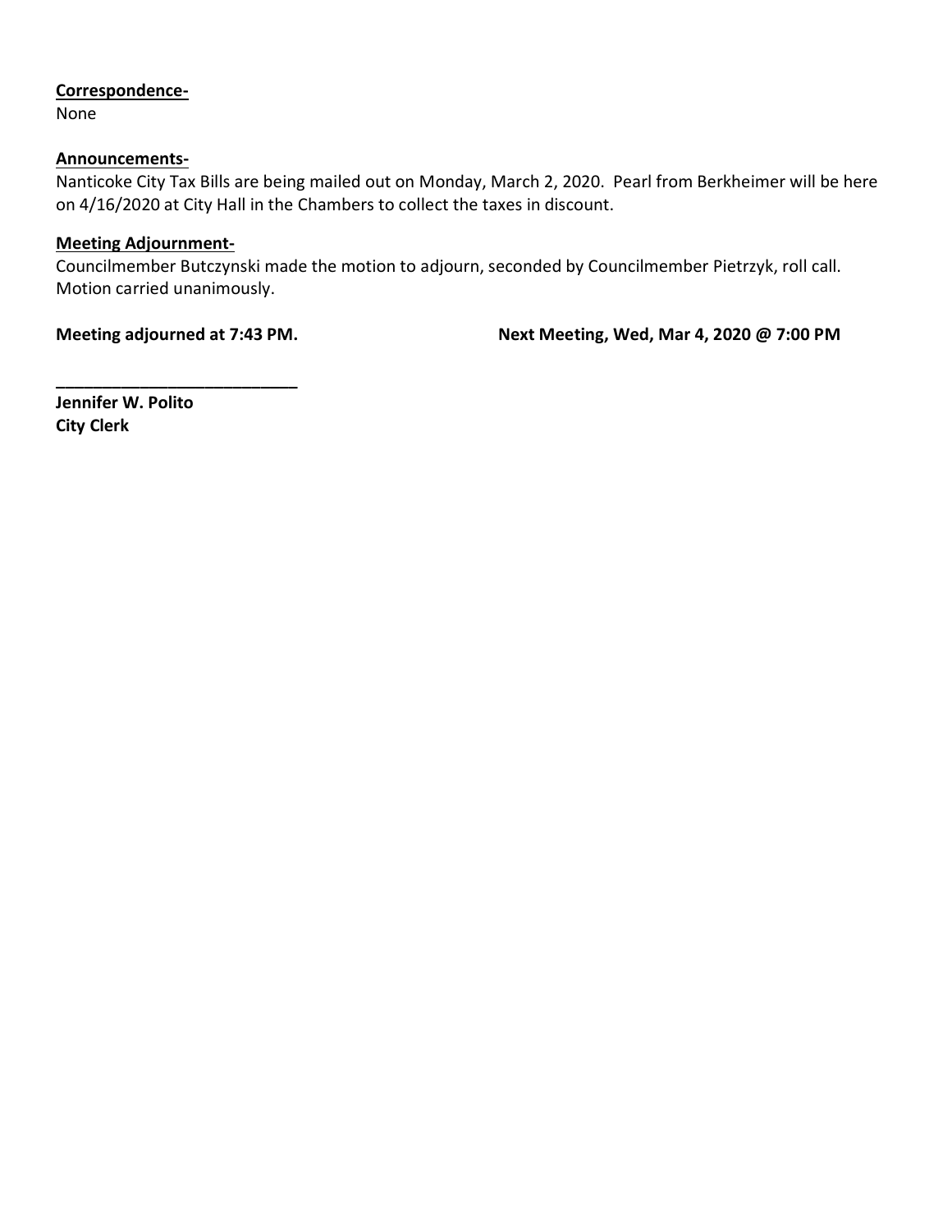**Correspondence-**

None

**Announcements-**

Nanticoke City Tax Bills are being mailed out on Monday, March 2, 2020. Pearl from Berkheimer will be here on 4/16/2020 at City Hall in the Chambers to collect the taxes in discount.

**Meeting Adjournment-**

Councilmember Butczynski made the motion to adjourn, seconded by Councilmember Pietrzyk, roll call. Motion carried unanimously.

**Meeting adjourned at 7:43 PM.** **Next Meeting, Wed, Mar 4, 2020 @ 7:00 PM**

**_________________________**

**Jennifer W. Polito**

**City Clerk**